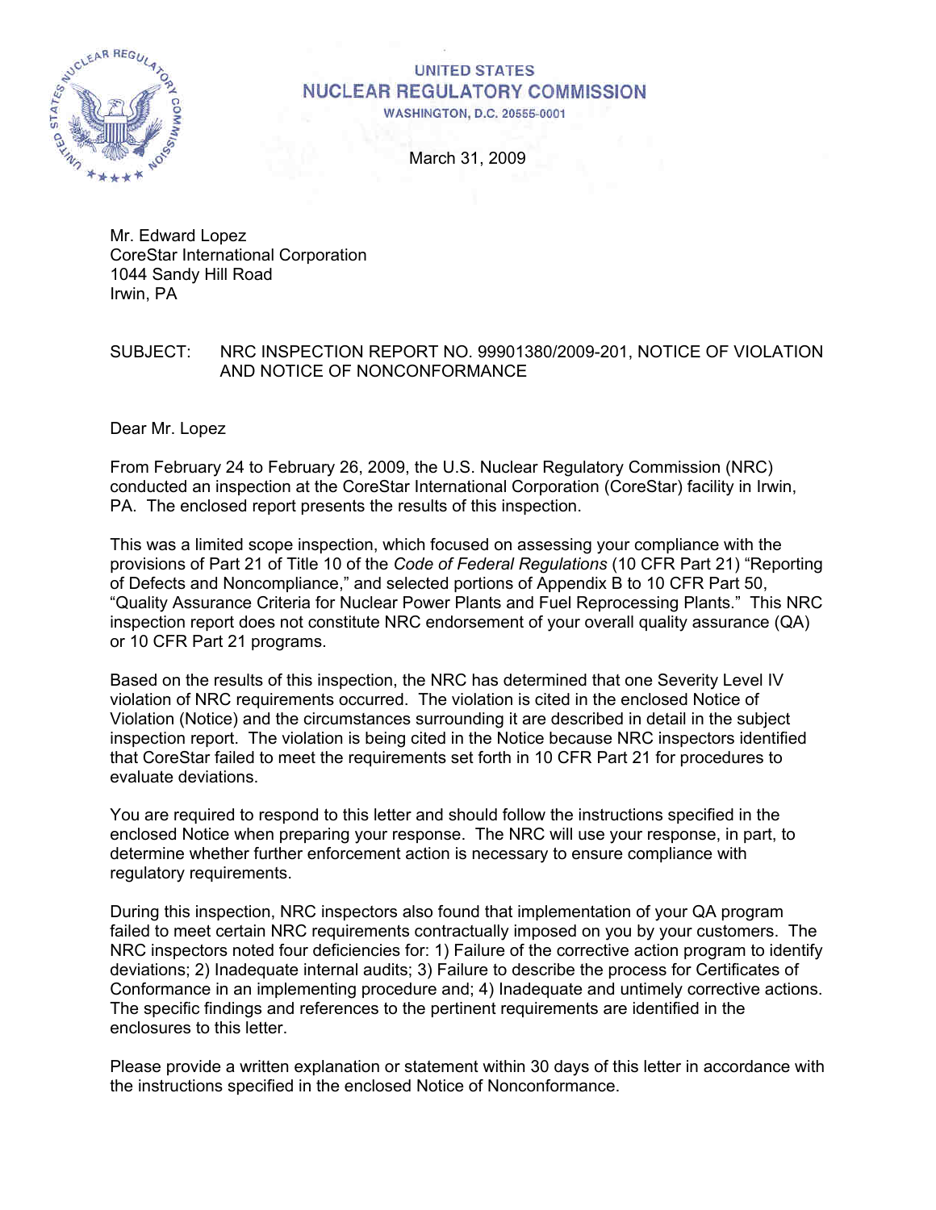UNITED STATES
**NUCLEAR REGULATORY COMMISSION**
WASHINGTON, D.C. 20555-0001

March 31, 2009

Mr. Edward Lopez
CoreStar International Corporation
1044 Sandy Hill Road
Irwin, PA

SUBJECT: NRC INSPECTION REPORT NO. 99901380/2009-201, NOTICE OF VIOLATION AND NOTICE OF NONCONFORMANCE

Dear Mr. Lopez

From February 24 to February 26, 2009, the U.S. Nuclear Regulatory Commission (NRC) conducted an inspection at the CoreStar International Corporation (CoreStar) facility in Irwin, PA. The enclosed report presents the results of this inspection.

This was a limited scope inspection, which focused on assessing your compliance with the provisions of Part 21 of Title 10 of the *Code of Federal Regulations* (10 CFR Part 21) "Reporting of Defects and Noncompliance," and selected portions of Appendix B to 10 CFR Part 50, "Quality Assurance Criteria for Nuclear Power Plants and Fuel Reprocessing Plants." This NRC inspection report does not constitute NRC endorsement of your overall quality assurance (QA) or 10 CFR Part 21 programs.

Based on the results of this inspection, the NRC has determined that one Severity Level IV violation of NRC requirements occurred. The violation is cited in the enclosed Notice of Violation (Notice) and the circumstances surrounding it are described in detail in the subject inspection report. The violation is being cited in the Notice because NRC inspectors identified that CoreStar failed to meet the requirements set forth in 10 CFR Part 21 for procedures to evaluate deviations.

You are required to respond to this letter and should follow the instructions specified in the enclosed Notice when preparing your response. The NRC will use your response, in part, to determine whether further enforcement action is necessary to ensure compliance with regulatory requirements.

During this inspection, NRC inspectors also found that implementation of your QA program failed to meet certain NRC requirements contractually imposed on you by your customers. The NRC inspectors noted four deficiencies for: 1) Failure of the corrective action program to identify deviations; 2) Inadequate internal audits; 3) Failure to describe the process for Certificates of Conformance in an implementing procedure and; 4) Inadequate and untimely corrective actions. The specific findings and references to the pertinent requirements are identified in the enclosures to this letter.

Please provide a written explanation or statement within 30 days of this letter in accordance with the instructions specified in the enclosed Notice of Nonconformance.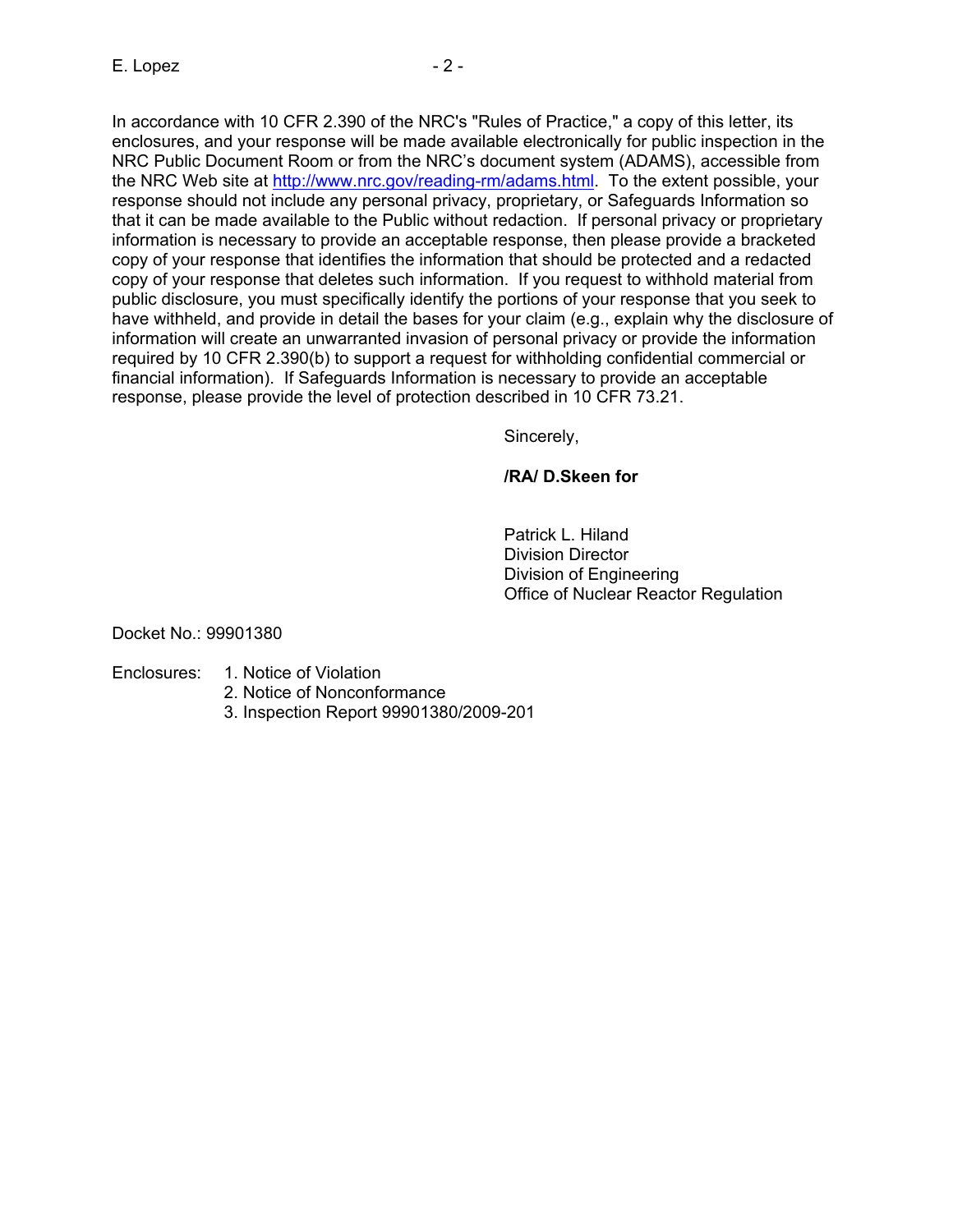In accordance with 10 CFR 2.390 of the NRC's "Rules of Practice," a copy of this letter, its enclosures, and your response will be made available electronically for public inspection in the NRC Public Document Room or from the NRC's document system (ADAMS), accessible from the NRC Web site at http://www.nrc.gov/reading-rm/adams.html. To the extent possible, your response should not include any personal privacy, proprietary, or Safeguards Information so that it can be made available to the Public without redaction. If personal privacy or proprietary information is necessary to provide an acceptable response, then please provide a bracketed copy of your response that identifies the information that should be protected and a redacted copy of your response that deletes such information. If you request to withhold material from public disclosure, you must specifically identify the portions of your response that you seek to have withheld, and provide in detail the bases for your claim (e.g., explain why the disclosure of information will create an unwarranted invasion of personal privacy or provide the information required by 10 CFR 2.390(b) to support a request for withholding confidential commercial or financial information). If Safeguards Information is necessary to provide an acceptable response, please provide the level of protection described in 10 CFR 73.21.

Sincerely,

**/RA/ D.Skeen for**

Patrick L. Hiland
Division Director
Division of Engineering
Office of Nuclear Reactor Regulation

Docket No.: 99901380

Enclosures:
1. Notice of Violation
2. Notice of Nonconformance
3. Inspection Report 99901380/2009-201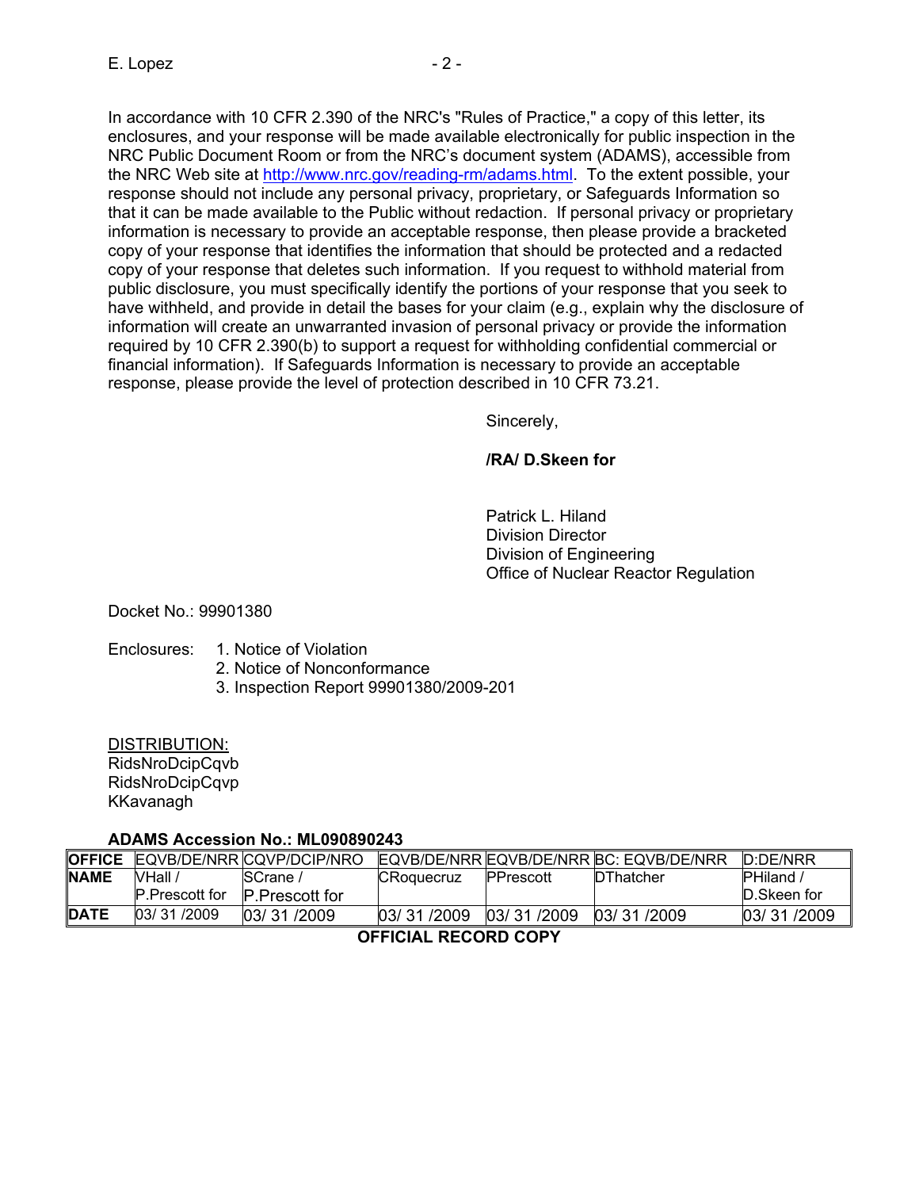In accordance with 10 CFR 2.390 of the NRC's "Rules of Practice," a copy of this letter, its enclosures, and your response will be made available electronically for public inspection in the NRC Public Document Room or from the NRC's document system (ADAMS), accessible from the NRC Web site at http://www.nrc.gov/reading-rm/adams.html. To the extent possible, your response should not include any personal privacy, proprietary, or Safeguards Information so that it can be made available to the Public without redaction. If personal privacy or proprietary information is necessary to provide an acceptable response, then please provide a bracketed copy of your response that identifies the information that should be protected and a redacted copy of your response that deletes such information. If you request to withhold material from public disclosure, you must specifically identify the portions of your response that you seek to have withheld, and provide in detail the bases for your claim (e.g., explain why the disclosure of information will create an unwarranted invasion of personal privacy or provide the information required by 10 CFR 2.390(b) to support a request for withholding confidential commercial or financial information). If Safeguards Information is necessary to provide an acceptable response, please provide the level of protection described in 10 CFR 73.21.

Sincerely,

**/RA/ D.Skeen for**

Patrick L. Hiland
Division Director
Division of Engineering
Office of Nuclear Reactor Regulation

Docket No.: 99901380

Enclosures:
1. Notice of Violation
2. Notice of Nonconformance
3. Inspection Report 99901380/2009-201

DISTRIBUTION:
RidsNroDcipCqvb
RidsNroDcipCqvp
KKavanagh

**ADAMS Accession No.: ML090890243**

| **OFFICE** | EQVB/DE/NRR | CQVP/DCIP/NRO | EQVB/DE/NRR | EQVB/DE/NRR | BC: EQVB/DE/NRR | D:DE/NRR |
|---|---|---|---|---|---|---|
| **NAME** | VHall / P.Prescott for | SCrane / P.Prescott for | CRoquecruz | PPrescott | DThatcher | PHiland / D.Skeen for |
| **DATE** | 03/ 31 /2009 | 03/ 31 /2009 | 03/ 31 /2009 | 03/ 31 /2009 | 03/ 31 /2009 | 03/ 31 /2009 |

**OFFICIAL RECORD COPY**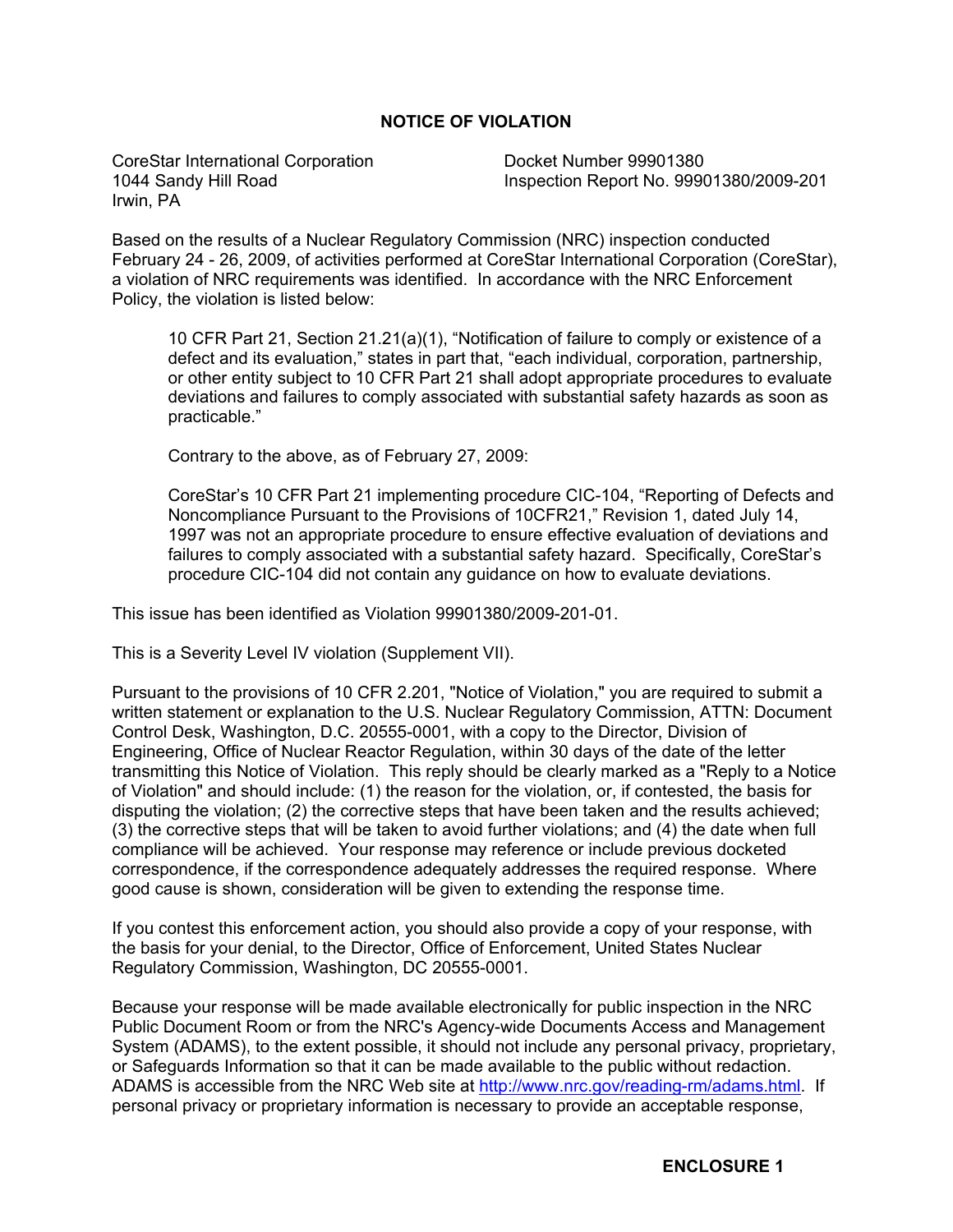# NOTICE OF VIOLATION

CoreStar International Corporation
1044 Sandy Hill Road
Irwin, PA

Docket Number 99901380
Inspection Report No. 99901380/2009-201

Based on the results of a Nuclear Regulatory Commission (NRC) inspection conducted February 24 - 26, 2009, of activities performed at CoreStar International Corporation (CoreStar), a violation of NRC requirements was identified. In accordance with the NRC Enforcement Policy, the violation is listed below:

> 10 CFR Part 21, Section 21.21(a)(1), "Notification of failure to comply or existence of a defect and its evaluation," states in part that, "each individual, corporation, partnership, or other entity subject to 10 CFR Part 21 shall adopt appropriate procedures to evaluate deviations and failures to comply associated with substantial safety hazards as soon as practicable."
>
> Contrary to the above, as of February 27, 2009:
>
> CoreStar's 10 CFR Part 21 implementing procedure CIC-104, "Reporting of Defects and Noncompliance Pursuant to the Provisions of 10CFR21," Revision 1, dated July 14, 1997 was not an appropriate procedure to ensure effective evaluation of deviations and failures to comply associated with a substantial safety hazard. Specifically, CoreStar's procedure CIC-104 did not contain any guidance on how to evaluate deviations.

This issue has been identified as Violation 99901380/2009-201-01.

This is a Severity Level IV violation (Supplement VII).

Pursuant to the provisions of 10 CFR 2.201, "Notice of Violation," you are required to submit a written statement or explanation to the U.S. Nuclear Regulatory Commission, ATTN: Document Control Desk, Washington, D.C. 20555-0001, with a copy to the Director, Division of Engineering, Office of Nuclear Reactor Regulation, within 30 days of the date of the letter transmitting this Notice of Violation. This reply should be clearly marked as a "Reply to a Notice of Violation" and should include: (1) the reason for the violation, or, if contested, the basis for disputing the violation; (2) the corrective steps that have been taken and the results achieved; (3) the corrective steps that will be taken to avoid further violations; and (4) the date when full compliance will be achieved. Your response may reference or include previous docketed correspondence, if the correspondence adequately addresses the required response. Where good cause is shown, consideration will be given to extending the response time.

If you contest this enforcement action, you should also provide a copy of your response, with the basis for your denial, to the Director, Office of Enforcement, United States Nuclear Regulatory Commission, Washington, DC 20555-0001.

Because your response will be made available electronically for public inspection in the NRC Public Document Room or from the NRC's Agency-wide Documents Access and Management System (ADAMS), to the extent possible, it should not include any personal privacy, proprietary, or Safeguards Information so that it can be made available to the public without redaction. ADAMS is accessible from the NRC Web site at http://www.nrc.gov/reading-rm/adams.html. If personal privacy or proprietary information is necessary to provide an acceptable response,

ENCLOSURE 1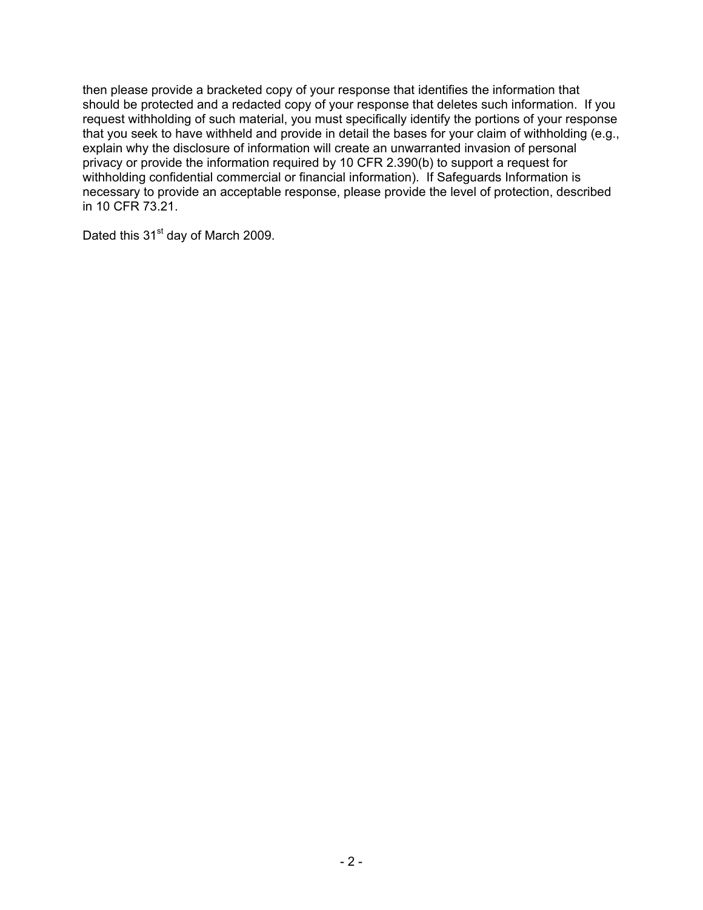then please provide a bracketed copy of your response that identifies the information that should be protected and a redacted copy of your response that deletes such information. If you request withholding of such material, you must specifically identify the portions of your response that you seek to have withheld and provide in detail the bases for your claim of withholding (e.g., explain why the disclosure of information will create an unwarranted invasion of personal privacy or provide the information required by 10 CFR 2.390(b) to support a request for withholding confidential commercial or financial information). If Safeguards Information is necessary to provide an acceptable response, please provide the level of protection, described in 10 CFR 73.21.

Dated this 31st day of March 2009.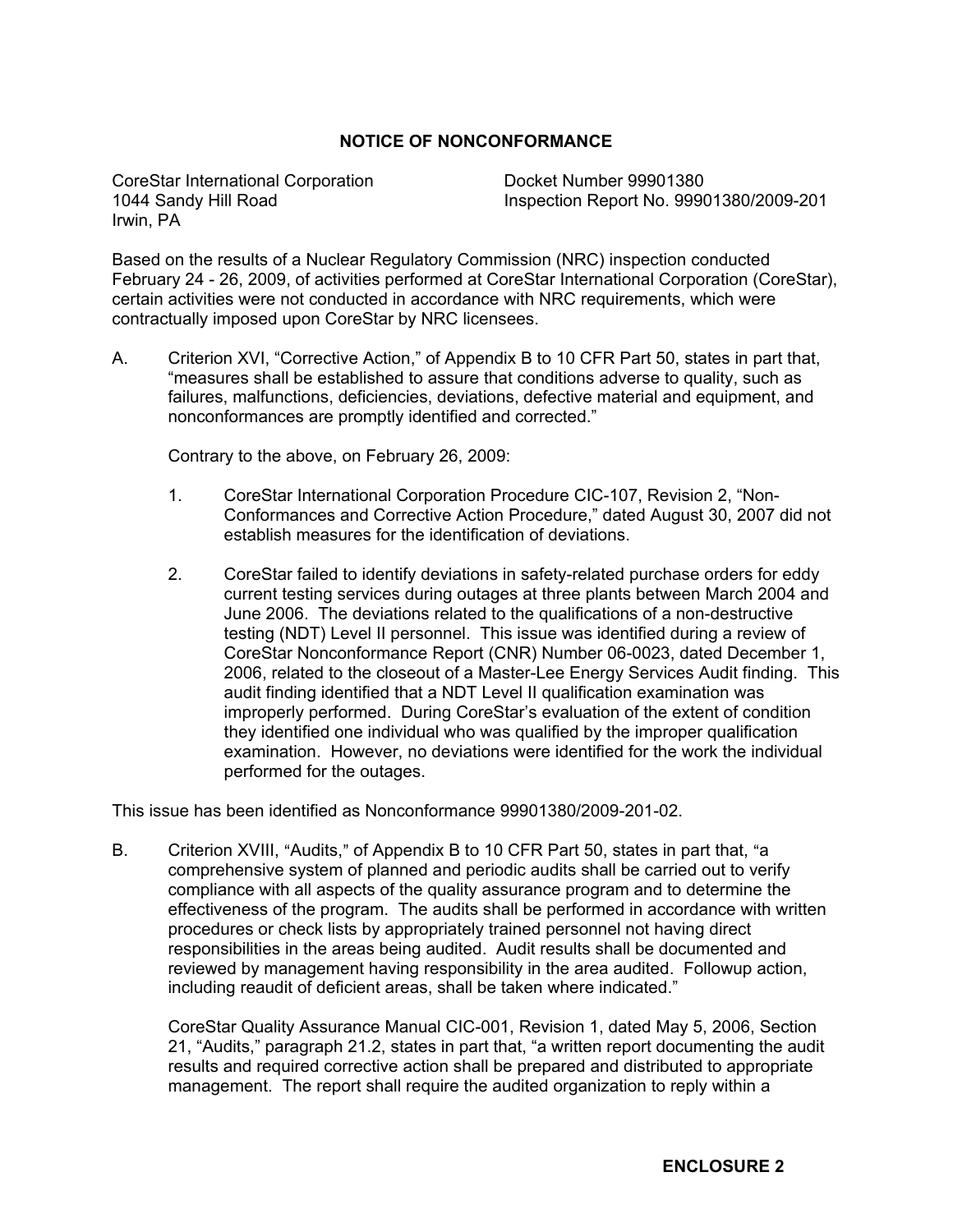## NOTICE OF NONCONFORMANCE

CoreStar International Corporation
1044 Sandy Hill Road
Irwin, PA

Docket Number 99901380
Inspection Report No. 99901380/2009-201

Based on the results of a Nuclear Regulatory Commission (NRC) inspection conducted February 24 - 26, 2009, of activities performed at CoreStar International Corporation (CoreStar), certain activities were not conducted in accordance with NRC requirements, which were contractually imposed upon CoreStar by NRC licensees.

A. Criterion XVI, "Corrective Action," of Appendix B to 10 CFR Part 50, states in part that, "measures shall be established to assure that conditions adverse to quality, such as failures, malfunctions, deficiencies, deviations, defective material and equipment, and nonconformances are promptly identified and corrected."

   Contrary to the above, on February 26, 2009:

   1. CoreStar International Corporation Procedure CIC-107, Revision 2, "Non-Conformances and Corrective Action Procedure," dated August 30, 2007 did not establish measures for the identification of deviations.

   2. CoreStar failed to identify deviations in safety-related purchase orders for eddy current testing services during outages at three plants between March 2004 and June 2006. The deviations related to the qualifications of a non-destructive testing (NDT) Level II personnel. This issue was identified during a review of CoreStar Nonconformance Report (CNR) Number 06-0023, dated December 1, 2006, related to the closeout of a Master-Lee Energy Services Audit finding. This audit finding identified that a NDT Level II qualification examination was improperly performed. During CoreStar's evaluation of the extent of condition they identified one individual who was qualified by the improper qualification examination. However, no deviations were identified for the work the individual performed for the outages.

This issue has been identified as Nonconformance 99901380/2009-201-02.

B. Criterion XVIII, "Audits," of Appendix B to 10 CFR Part 50, states in part that, "a comprehensive system of planned and periodic audits shall be carried out to verify compliance with all aspects of the quality assurance program and to determine the effectiveness of the program. The audits shall be performed in accordance with written procedures or check lists by appropriately trained personnel not having direct responsibilities in the areas being audited. Audit results shall be documented and reviewed by management having responsibility in the area audited. Followup action, including reaudit of deficient areas, shall be taken where indicated."

   CoreStar Quality Assurance Manual CIC-001, Revision 1, dated May 5, 2006, Section 21, "Audits," paragraph 21.2, states in part that, "a written report documenting the audit results and required corrective action shall be prepared and distributed to appropriate management. The report shall require the audited organization to reply within a

ENCLOSURE 2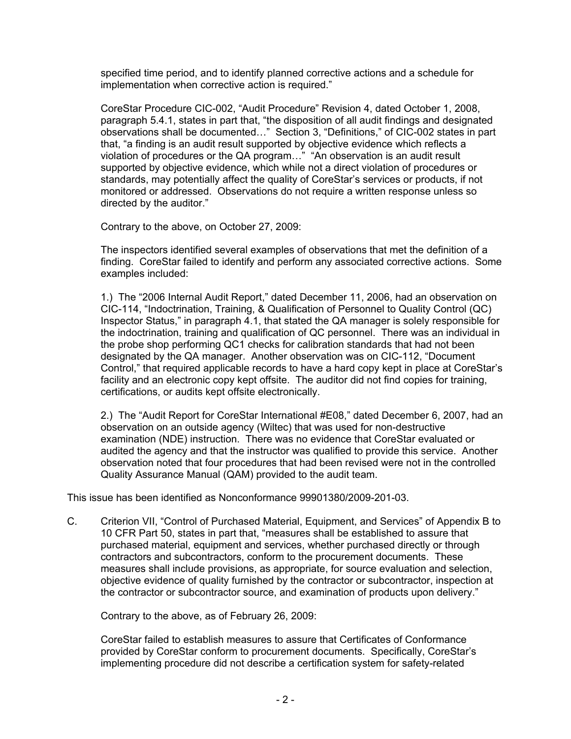specified time period, and to identify planned corrective actions and a schedule for implementation when corrective action is required."

CoreStar Procedure CIC-002, "Audit Procedure" Revision 4, dated October 1, 2008, paragraph 5.4.1, states in part that, "the disposition of all audit findings and designated observations shall be documented…" Section 3, "Definitions," of CIC-002 states in part that, "a finding is an audit result supported by objective evidence which reflects a violation of procedures or the QA program…" "An observation is an audit result supported by objective evidence, which while not a direct violation of procedures or standards, may potentially affect the quality of CoreStar's services or products, if not monitored or addressed. Observations do not require a written response unless so directed by the auditor."

Contrary to the above, on October 27, 2009:

The inspectors identified several examples of observations that met the definition of a finding. CoreStar failed to identify and perform any associated corrective actions. Some examples included:

1.) The "2006 Internal Audit Report," dated December 11, 2006, had an observation on CIC-114, "Indoctrination, Training, & Qualification of Personnel to Quality Control (QC) Inspector Status," in paragraph 4.1, that stated the QA manager is solely responsible for the indoctrination, training and qualification of QC personnel. There was an individual in the probe shop performing QC1 checks for calibration standards that had not been designated by the QA manager. Another observation was on CIC-112, "Document Control," that required applicable records to have a hard copy kept in place at CoreStar's facility and an electronic copy kept offsite. The auditor did not find copies for training, certifications, or audits kept offsite electronically.

2.) The "Audit Report for CoreStar International #E08," dated December 6, 2007, had an observation on an outside agency (Wiltec) that was used for non-destructive examination (NDE) instruction. There was no evidence that CoreStar evaluated or audited the agency and that the instructor was qualified to provide this service. Another observation noted that four procedures that had been revised were not in the controlled Quality Assurance Manual (QAM) provided to the audit team.

This issue has been identified as Nonconformance 99901380/2009-201-03.

C. Criterion VII, "Control of Purchased Material, Equipment, and Services" of Appendix B to 10 CFR Part 50, states in part that, "measures shall be established to assure that purchased material, equipment and services, whether purchased directly or through contractors and subcontractors, conform to the procurement documents. These measures shall include provisions, as appropriate, for source evaluation and selection, objective evidence of quality furnished by the contractor or subcontractor, inspection at the contractor or subcontractor source, and examination of products upon delivery."

Contrary to the above, as of February 26, 2009:

CoreStar failed to establish measures to assure that Certificates of Conformance provided by CoreStar conform to procurement documents. Specifically, CoreStar's implementing procedure did not describe a certification system for safety-related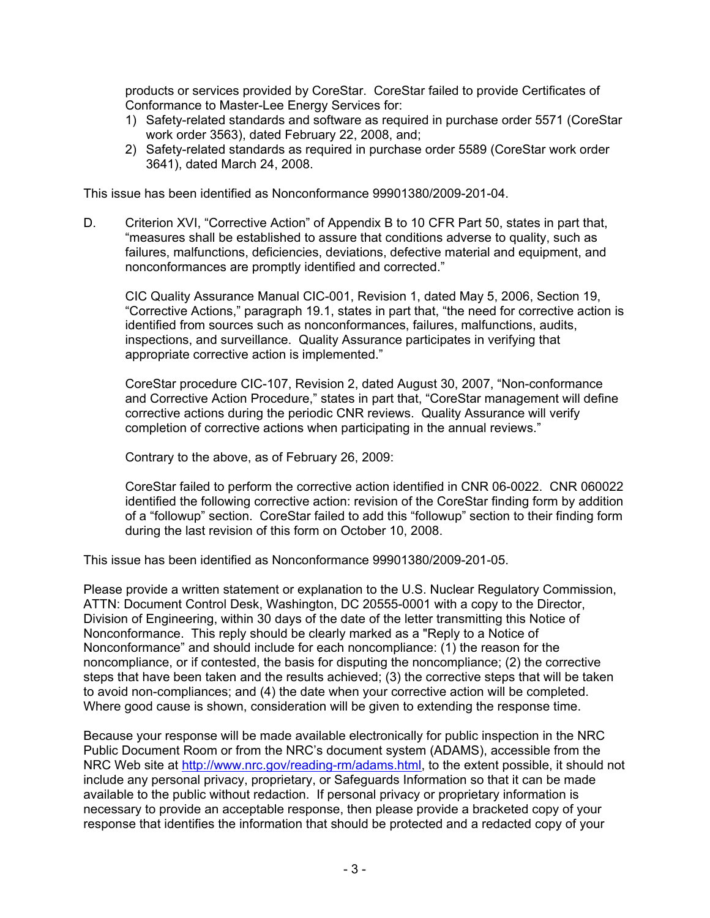products or services provided by CoreStar. CoreStar failed to provide Certificates of Conformance to Master-Lee Energy Services for:

1) Safety-related standards and software as required in purchase order 5571 (CoreStar work order 3563), dated February 22, 2008, and;
2) Safety-related standards as required in purchase order 5589 (CoreStar work order 3641), dated March 24, 2008.

This issue has been identified as Nonconformance 99901380/2009-201-04.

D. Criterion XVI, "Corrective Action" of Appendix B to 10 CFR Part 50, states in part that, "measures shall be established to assure that conditions adverse to quality, such as failures, malfunctions, deficiencies, deviations, defective material and equipment, and nonconformances are promptly identified and corrected."

CIC Quality Assurance Manual CIC-001, Revision 1, dated May 5, 2006, Section 19, "Corrective Actions," paragraph 19.1, states in part that, "the need for corrective action is identified from sources such as nonconformances, failures, malfunctions, audits, inspections, and surveillance. Quality Assurance participates in verifying that appropriate corrective action is implemented."

CoreStar procedure CIC-107, Revision 2, dated August 30, 2007, "Non-conformance and Corrective Action Procedure," states in part that, "CoreStar management will define corrective actions during the periodic CNR reviews. Quality Assurance will verify completion of corrective actions when participating in the annual reviews."

Contrary to the above, as of February 26, 2009:

CoreStar failed to perform the corrective action identified in CNR 06-0022. CNR 060022 identified the following corrective action: revision of the CoreStar finding form by addition of a "followup" section. CoreStar failed to add this "followup" section to their finding form during the last revision of this form on October 10, 2008.

This issue has been identified as Nonconformance 99901380/2009-201-05.

Please provide a written statement or explanation to the U.S. Nuclear Regulatory Commission, ATTN: Document Control Desk, Washington, DC 20555-0001 with a copy to the Director, Division of Engineering, within 30 days of the date of the letter transmitting this Notice of Nonconformance. This reply should be clearly marked as a "Reply to a Notice of Nonconformance" and should include for each noncompliance: (1) the reason for the noncompliance, or if contested, the basis for disputing the noncompliance; (2) the corrective steps that have been taken and the results achieved; (3) the corrective steps that will be taken to avoid non-compliances; and (4) the date when your corrective action will be completed. Where good cause is shown, consideration will be given to extending the response time.

Because your response will be made available electronically for public inspection in the NRC Public Document Room or from the NRC's document system (ADAMS), accessible from the NRC Web site at http://www.nrc.gov/reading-rm/adams.html, to the extent possible, it should not include any personal privacy, proprietary, or Safeguards Information so that it can be made available to the public without redaction. If personal privacy or proprietary information is necessary to provide an acceptable response, then please provide a bracketed copy of your response that identifies the information that should be protected and a redacted copy of your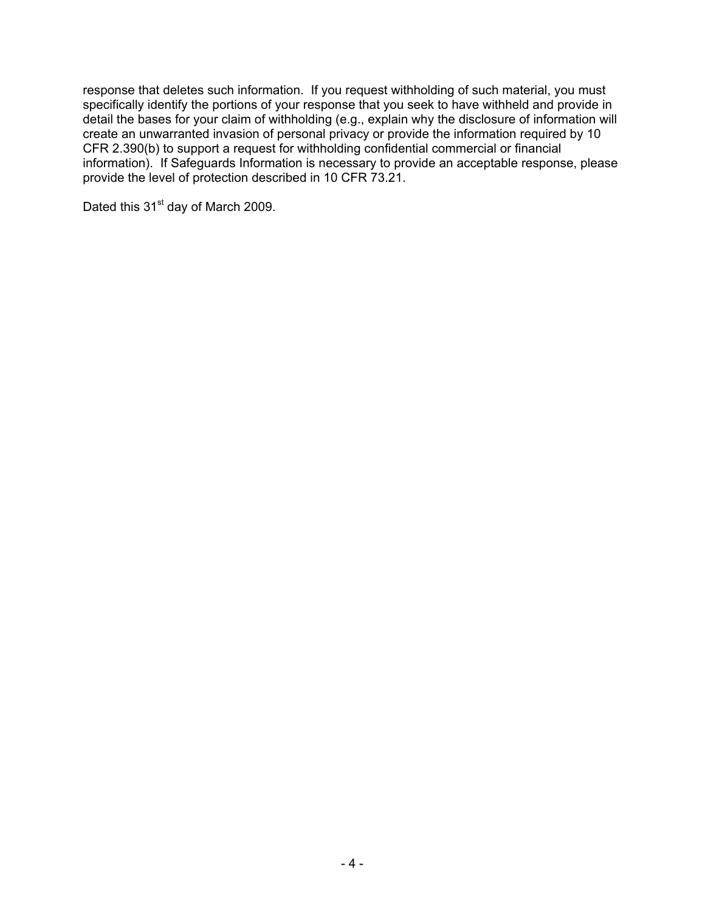response that deletes such information. If you request withholding of such material, you must specifically identify the portions of your response that you seek to have withheld and provide in detail the bases for your claim of withholding (e.g., explain why the disclosure of information will create an unwarranted invasion of personal privacy or provide the information required by 10 CFR 2.390(b) to support a request for withholding confidential commercial or financial information). If Safeguards Information is necessary to provide an acceptable response, please provide the level of protection described in 10 CFR 73.21.

Dated this 31st day of March 2009.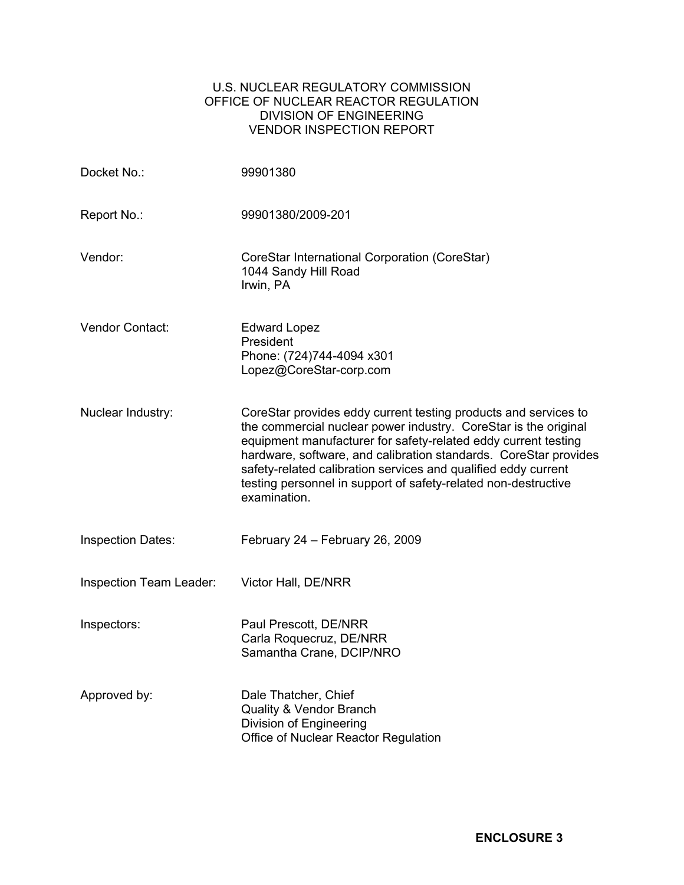U.S. NUCLEAR REGULATORY COMMISSION
OFFICE OF NUCLEAR REACTOR REGULATION
DIVISION OF ENGINEERING
VENDOR INSPECTION REPORT

| | |
|---|---|
| Docket No.: | 99901380 |
| Report No.: | 99901380/2009-201 |
| Vendor: | CoreStar International Corporation (CoreStar)<br>1044 Sandy Hill Road<br>Irwin, PA |
| Vendor Contact: | Edward Lopez<br>President<br>Phone: (724)744-4094 x301<br>Lopez@CoreStar-corp.com |
| Nuclear Industry: | CoreStar provides eddy current testing products and services to the commercial nuclear power industry. CoreStar is the original equipment manufacturer for safety-related eddy current testing hardware, software, and calibration standards. CoreStar provides safety-related calibration services and qualified eddy current testing personnel in support of safety-related non-destructive examination. |
| Inspection Dates: | February 24 – February 26, 2009 |
| Inspection Team Leader: | Victor Hall, DE/NRR |
| Inspectors: | Paul Prescott, DE/NRR<br>Carla Roquecruz, DE/NRR<br>Samantha Crane, DCIP/NRO |
| Approved by: | Dale Thatcher, Chief<br>Quality & Vendor Branch<br>Division of Engineering<br>Office of Nuclear Reactor Regulation |

**ENCLOSURE 3**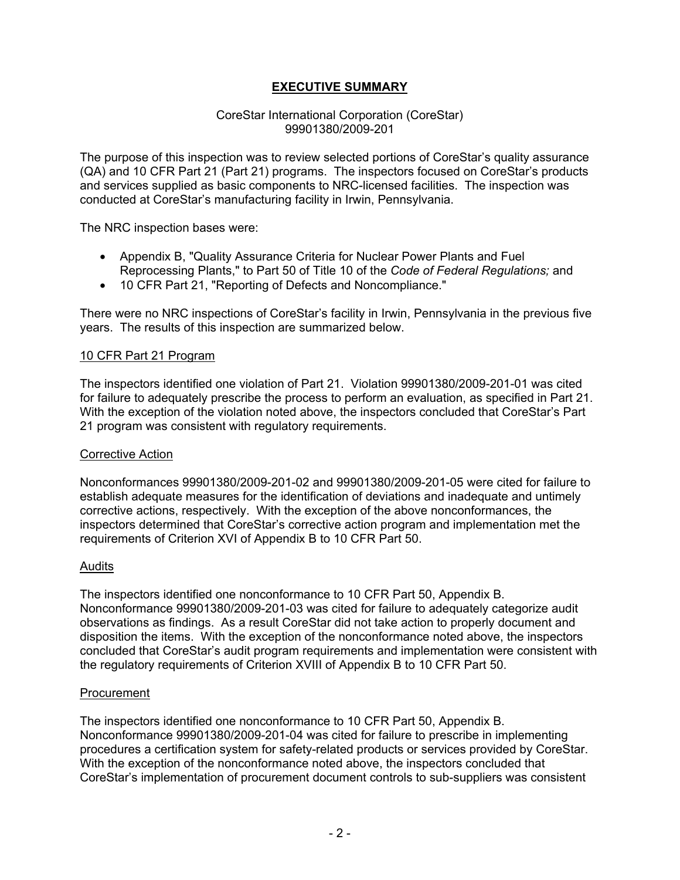## EXECUTIVE SUMMARY

CoreStar International Corporation (CoreStar)
99901380/2009-201

The purpose of this inspection was to review selected portions of CoreStar's quality assurance (QA) and 10 CFR Part 21 (Part 21) programs. The inspectors focused on CoreStar's products and services supplied as basic components to NRC-licensed facilities. The inspection was conducted at CoreStar's manufacturing facility in Irwin, Pennsylvania.

The NRC inspection bases were:

- Appendix B, "Quality Assurance Criteria for Nuclear Power Plants and Fuel Reprocessing Plants," to Part 50 of Title 10 of the *Code of Federal Regulations;* and
- 10 CFR Part 21, "Reporting of Defects and Noncompliance."

There were no NRC inspections of CoreStar's facility in Irwin, Pennsylvania in the previous five years. The results of this inspection are summarized below.

### 10 CFR Part 21 Program

The inspectors identified one violation of Part 21. Violation 99901380/2009-201-01 was cited for failure to adequately prescribe the process to perform an evaluation, as specified in Part 21. With the exception of the violation noted above, the inspectors concluded that CoreStar's Part 21 program was consistent with regulatory requirements.

### Corrective Action

Nonconformances 99901380/2009-201-02 and 99901380/2009-201-05 were cited for failure to establish adequate measures for the identification of deviations and inadequate and untimely corrective actions, respectively. With the exception of the above nonconformances, the inspectors determined that CoreStar's corrective action program and implementation met the requirements of Criterion XVI of Appendix B to 10 CFR Part 50.

### Audits

The inspectors identified one nonconformance to 10 CFR Part 50, Appendix B. Nonconformance 99901380/2009-201-03 was cited for failure to adequately categorize audit observations as findings. As a result CoreStar did not take action to properly document and disposition the items. With the exception of the nonconformance noted above, the inspectors concluded that CoreStar's audit program requirements and implementation were consistent with the regulatory requirements of Criterion XVIII of Appendix B to 10 CFR Part 50.

### Procurement

The inspectors identified one nonconformance to 10 CFR Part 50, Appendix B. Nonconformance 99901380/2009-201-04 was cited for failure to prescribe in implementing procedures a certification system for safety-related products or services provided by CoreStar. With the exception of the nonconformance noted above, the inspectors concluded that CoreStar's implementation of procurement document controls to sub-suppliers was consistent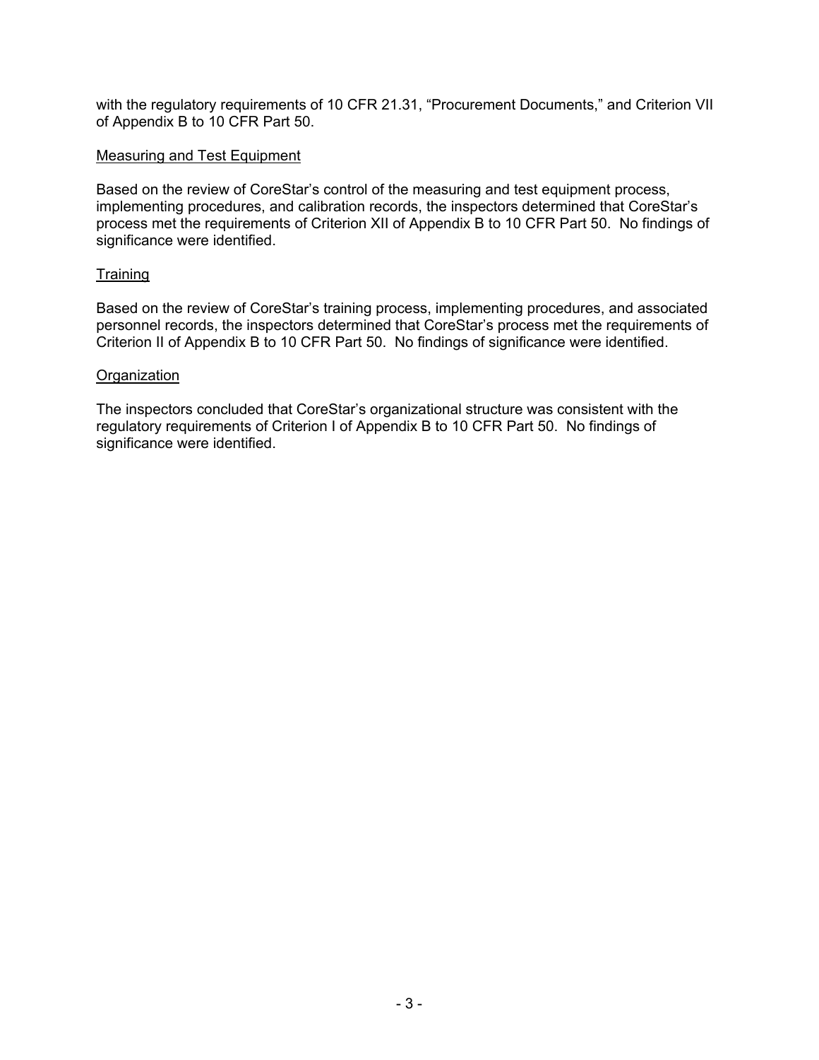with the regulatory requirements of 10 CFR 21.31, "Procurement Documents," and Criterion VII of Appendix B to 10 CFR Part 50.

<u>Measuring and Test Equipment</u>

Based on the review of CoreStar's control of the measuring and test equipment process, implementing procedures, and calibration records, the inspectors determined that CoreStar's process met the requirements of Criterion XII of Appendix B to 10 CFR Part 50. No findings of significance were identified.

<u>Training</u>

Based on the review of CoreStar's training process, implementing procedures, and associated personnel records, the inspectors determined that CoreStar's process met the requirements of Criterion II of Appendix B to 10 CFR Part 50. No findings of significance were identified.

<u>Organization</u>

The inspectors concluded that CoreStar's organizational structure was consistent with the regulatory requirements of Criterion I of Appendix B to 10 CFR Part 50. No findings of significance were identified.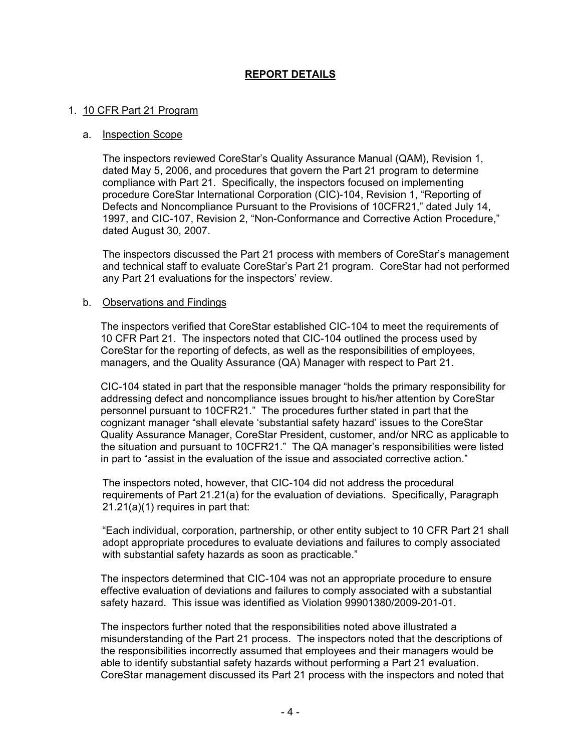## REPORT DETAILS

1. 10 CFR Part 21 Program

   a. Inspection Scope

   The inspectors reviewed CoreStar's Quality Assurance Manual (QAM), Revision 1, dated May 5, 2006, and procedures that govern the Part 21 program to determine compliance with Part 21. Specifically, the inspectors focused on implementing procedure CoreStar International Corporation (CIC)-104, Revision 1, "Reporting of Defects and Noncompliance Pursuant to the Provisions of 10CFR21," dated July 14, 1997, and CIC-107, Revision 2, "Non-Conformance and Corrective Action Procedure," dated August 30, 2007.

   The inspectors discussed the Part 21 process with members of CoreStar's management and technical staff to evaluate CoreStar's Part 21 program. CoreStar had not performed any Part 21 evaluations for the inspectors' review.

   b. Observations and Findings

   The inspectors verified that CoreStar established CIC-104 to meet the requirements of 10 CFR Part 21. The inspectors noted that CIC-104 outlined the process used by CoreStar for the reporting of defects, as well as the responsibilities of employees, managers, and the Quality Assurance (QA) Manager with respect to Part 21.

   CIC-104 stated in part that the responsible manager "holds the primary responsibility for addressing defect and noncompliance issues brought to his/her attention by CoreStar personnel pursuant to 10CFR21." The procedures further stated in part that the cognizant manager "shall elevate 'substantial safety hazard' issues to the CoreStar Quality Assurance Manager, CoreStar President, customer, and/or NRC as applicable to the situation and pursuant to 10CFR21." The QA manager's responsibilities were listed in part to "assist in the evaluation of the issue and associated corrective action."

   The inspectors noted, however, that CIC-104 did not address the procedural requirements of Part 21.21(a) for the evaluation of deviations. Specifically, Paragraph 21.21(a)(1) requires in part that:

   "Each individual, corporation, partnership, or other entity subject to 10 CFR Part 21 shall adopt appropriate procedures to evaluate deviations and failures to comply associated with substantial safety hazards as soon as practicable."

   The inspectors determined that CIC-104 was not an appropriate procedure to ensure effective evaluation of deviations and failures to comply associated with a substantial safety hazard. This issue was identified as Violation 99901380/2009-201-01.

   The inspectors further noted that the responsibilities noted above illustrated a misunderstanding of the Part 21 process. The inspectors noted that the descriptions of the responsibilities incorrectly assumed that employees and their managers would be able to identify substantial safety hazards without performing a Part 21 evaluation. CoreStar management discussed its Part 21 process with the inspectors and noted that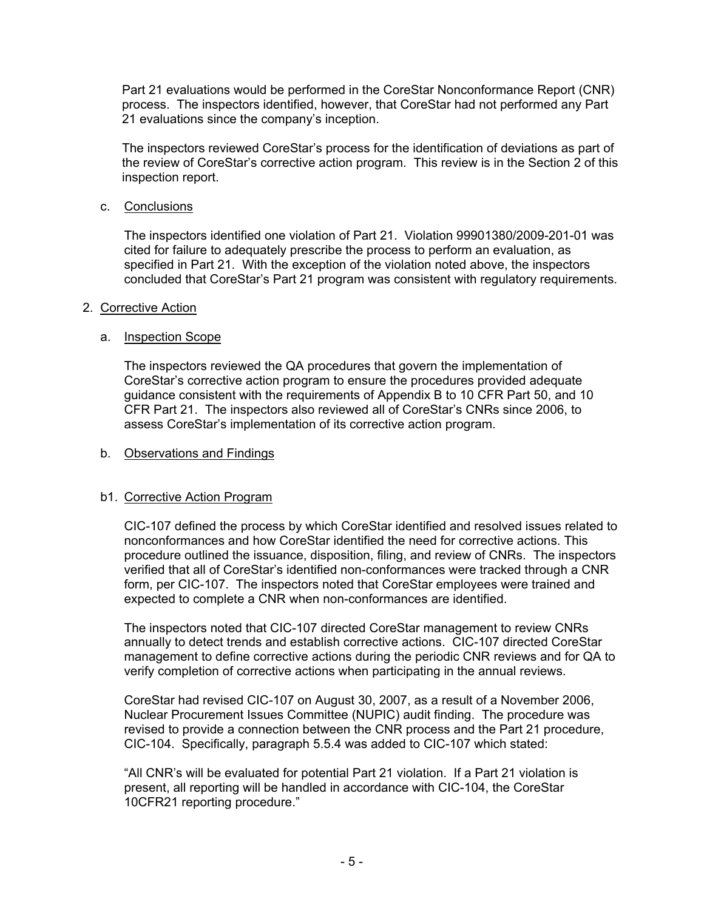Part 21 evaluations would be performed in the CoreStar Nonconformance Report (CNR) process. The inspectors identified, however, that CoreStar had not performed any Part 21 evaluations since the company's inception.

The inspectors reviewed CoreStar's process for the identification of deviations as part of the review of CoreStar's corrective action program. This review is in the Section 2 of this inspection report.

c. Conclusions

The inspectors identified one violation of Part 21. Violation 99901380/2009-201-01 was cited for failure to adequately prescribe the process to perform an evaluation, as specified in Part 21. With the exception of the violation noted above, the inspectors concluded that CoreStar's Part 21 program was consistent with regulatory requirements.

2. Corrective Action

a. Inspection Scope

The inspectors reviewed the QA procedures that govern the implementation of CoreStar's corrective action program to ensure the procedures provided adequate guidance consistent with the requirements of Appendix B to 10 CFR Part 50, and 10 CFR Part 21. The inspectors also reviewed all of CoreStar's CNRs since 2006, to assess CoreStar's implementation of its corrective action program.

b. Observations and Findings

b1. Corrective Action Program

CIC-107 defined the process by which CoreStar identified and resolved issues related to nonconformances and how CoreStar identified the need for corrective actions. This procedure outlined the issuance, disposition, filing, and review of CNRs. The inspectors verified that all of CoreStar's identified non-conformances were tracked through a CNR form, per CIC-107. The inspectors noted that CoreStar employees were trained and expected to complete a CNR when non-conformances are identified.

The inspectors noted that CIC-107 directed CoreStar management to review CNRs annually to detect trends and establish corrective actions. CIC-107 directed CoreStar management to define corrective actions during the periodic CNR reviews and for QA to verify completion of corrective actions when participating in the annual reviews.

CoreStar had revised CIC-107 on August 30, 2007, as a result of a November 2006, Nuclear Procurement Issues Committee (NUPIC) audit finding. The procedure was revised to provide a connection between the CNR process and the Part 21 procedure, CIC-104. Specifically, paragraph 5.5.4 was added to CIC-107 which stated:

"All CNR's will be evaluated for potential Part 21 violation. If a Part 21 violation is present, all reporting will be handled in accordance with CIC-104, the CoreStar 10CFR21 reporting procedure."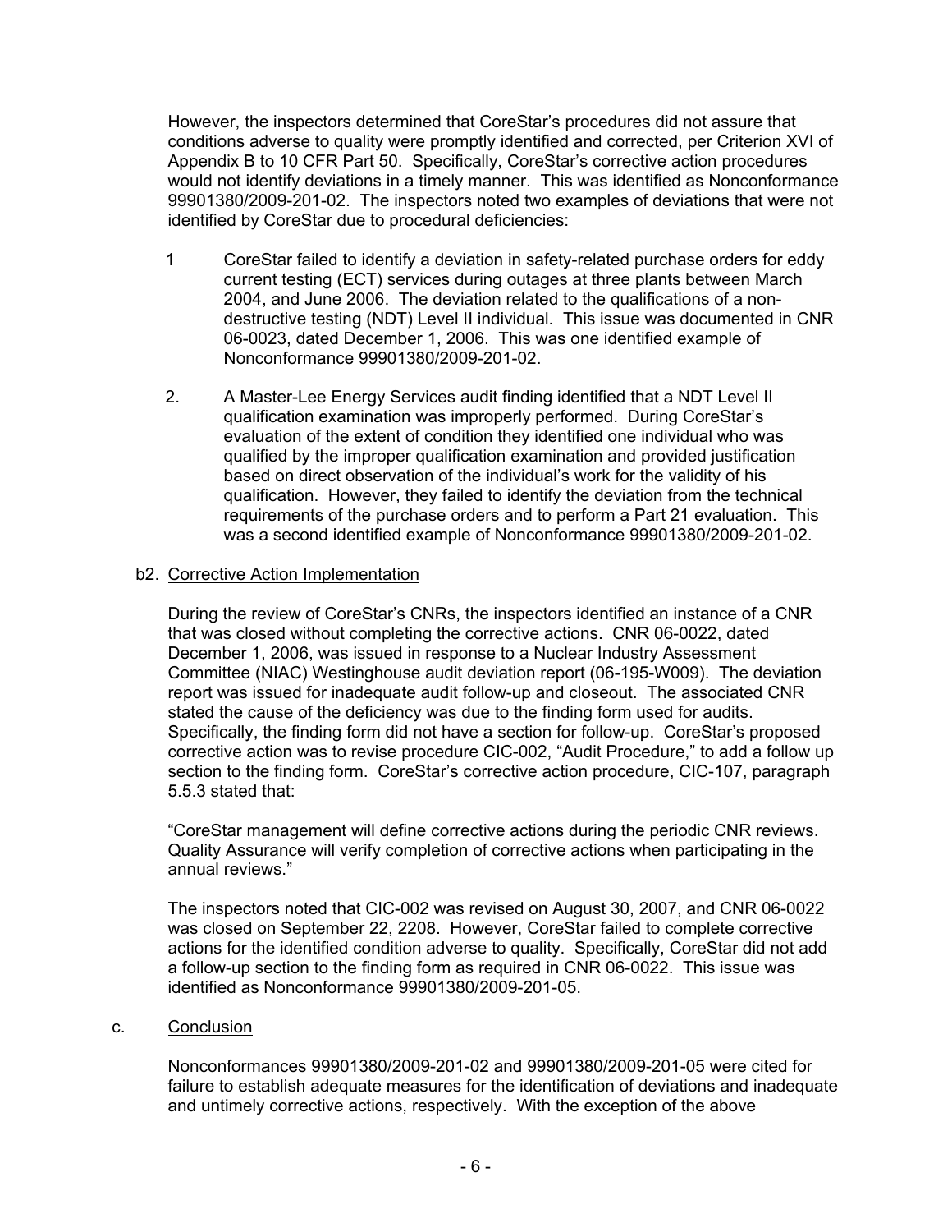However, the inspectors determined that CoreStar's procedures did not assure that conditions adverse to quality were promptly identified and corrected, per Criterion XVI of Appendix B to 10 CFR Part 50. Specifically, CoreStar's corrective action procedures would not identify deviations in a timely manner. This was identified as Nonconformance 99901380/2009-201-02. The inspectors noted two examples of deviations that were not identified by CoreStar due to procedural deficiencies:

1 CoreStar failed to identify a deviation in safety-related purchase orders for eddy current testing (ECT) services during outages at three plants between March 2004, and June 2006. The deviation related to the qualifications of a non-destructive testing (NDT) Level II individual. This issue was documented in CNR 06-0023, dated December 1, 2006. This was one identified example of Nonconformance 99901380/2009-201-02.

2. A Master-Lee Energy Services audit finding identified that a NDT Level II qualification examination was improperly performed. During CoreStar's evaluation of the extent of condition they identified one individual who was qualified by the improper qualification examination and provided justification based on direct observation of the individual's work for the validity of his qualification. However, they failed to identify the deviation from the technical requirements of the purchase orders and to perform a Part 21 evaluation. This was a second identified example of Nonconformance 99901380/2009-201-02.

b2. Corrective Action Implementation

During the review of CoreStar's CNRs, the inspectors identified an instance of a CNR that was closed without completing the corrective actions. CNR 06-0022, dated December 1, 2006, was issued in response to a Nuclear Industry Assessment Committee (NIAC) Westinghouse audit deviation report (06-195-W009). The deviation report was issued for inadequate audit follow-up and closeout. The associated CNR stated the cause of the deficiency was due to the finding form used for audits. Specifically, the finding form did not have a section for follow-up. CoreStar's proposed corrective action was to revise procedure CIC-002, "Audit Procedure," to add a follow up section to the finding form. CoreStar's corrective action procedure, CIC-107, paragraph 5.5.3 stated that:

"CoreStar management will define corrective actions during the periodic CNR reviews. Quality Assurance will verify completion of corrective actions when participating in the annual reviews."

The inspectors noted that CIC-002 was revised on August 30, 2007, and CNR 06-0022 was closed on September 22, 2208. However, CoreStar failed to complete corrective actions for the identified condition adverse to quality. Specifically, CoreStar did not add a follow-up section to the finding form as required in CNR 06-0022. This issue was identified as Nonconformance 99901380/2009-201-05.

c. Conclusion

Nonconformances 99901380/2009-201-02 and 99901380/2009-201-05 were cited for failure to establish adequate measures for the identification of deviations and inadequate and untimely corrective actions, respectively. With the exception of the above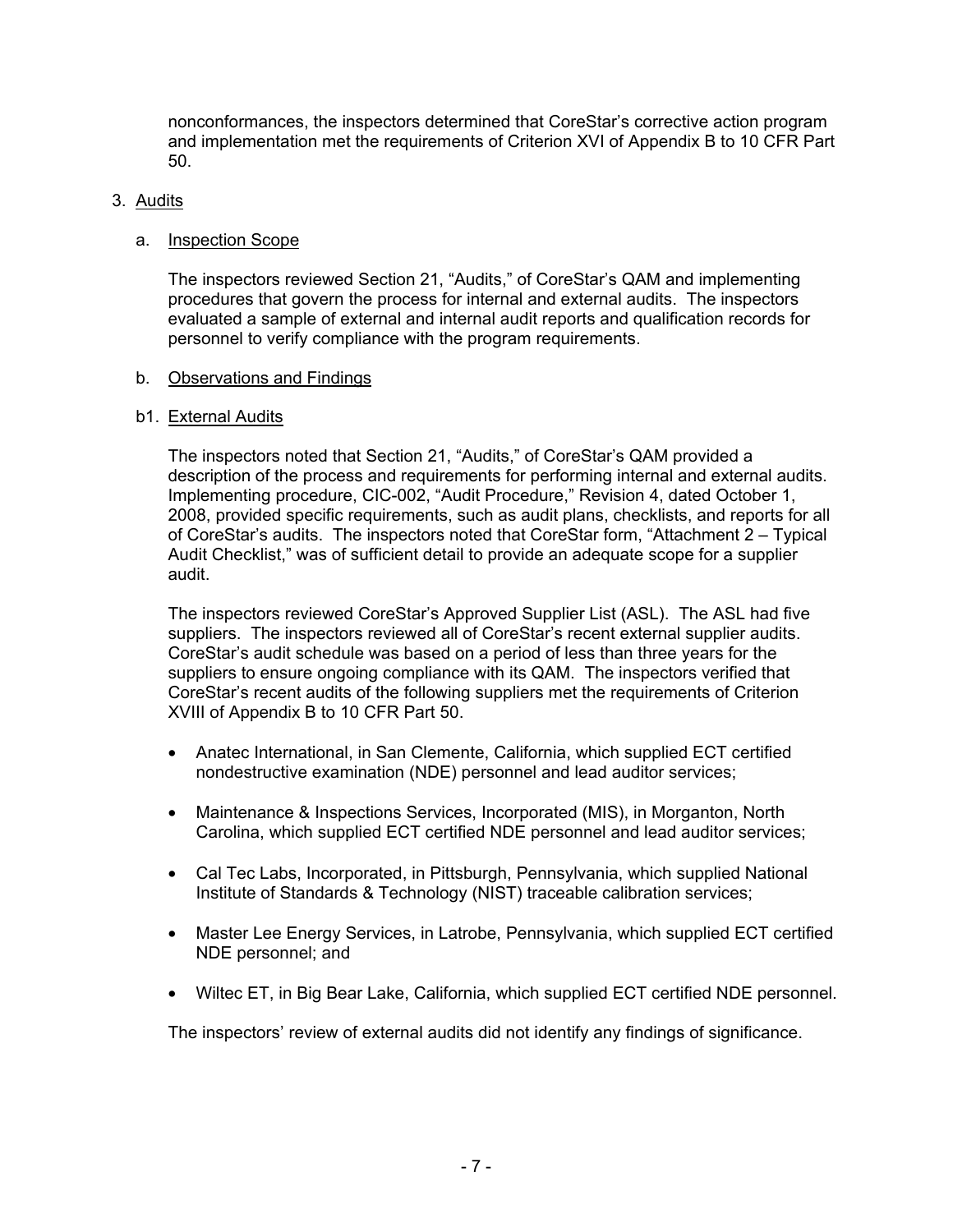nonconformances, the inspectors determined that CoreStar's corrective action program and implementation met the requirements of Criterion XVI of Appendix B to 10 CFR Part 50.

3. Audits

a. Inspection Scope

The inspectors reviewed Section 21, "Audits," of CoreStar's QAM and implementing procedures that govern the process for internal and external audits. The inspectors evaluated a sample of external and internal audit reports and qualification records for personnel to verify compliance with the program requirements.

b. Observations and Findings

b1. External Audits

The inspectors noted that Section 21, "Audits," of CoreStar's QAM provided a description of the process and requirements for performing internal and external audits. Implementing procedure, CIC-002, "Audit Procedure," Revision 4, dated October 1, 2008, provided specific requirements, such as audit plans, checklists, and reports for all of CoreStar's audits. The inspectors noted that CoreStar form, "Attachment 2 – Typical Audit Checklist," was of sufficient detail to provide an adequate scope for a supplier audit.

The inspectors reviewed CoreStar's Approved Supplier List (ASL). The ASL had five suppliers. The inspectors reviewed all of CoreStar's recent external supplier audits. CoreStar's audit schedule was based on a period of less than three years for the suppliers to ensure ongoing compliance with its QAM. The inspectors verified that CoreStar's recent audits of the following suppliers met the requirements of Criterion XVIII of Appendix B to 10 CFR Part 50.

- Anatec International, in San Clemente, California, which supplied ECT certified nondestructive examination (NDE) personnel and lead auditor services;
- Maintenance & Inspections Services, Incorporated (MIS), in Morganton, North Carolina, which supplied ECT certified NDE personnel and lead auditor services;
- Cal Tec Labs, Incorporated, in Pittsburgh, Pennsylvania, which supplied National Institute of Standards & Technology (NIST) traceable calibration services;
- Master Lee Energy Services, in Latrobe, Pennsylvania, which supplied ECT certified NDE personnel; and
- Wiltec ET, in Big Bear Lake, California, which supplied ECT certified NDE personnel.

The inspectors' review of external audits did not identify any findings of significance.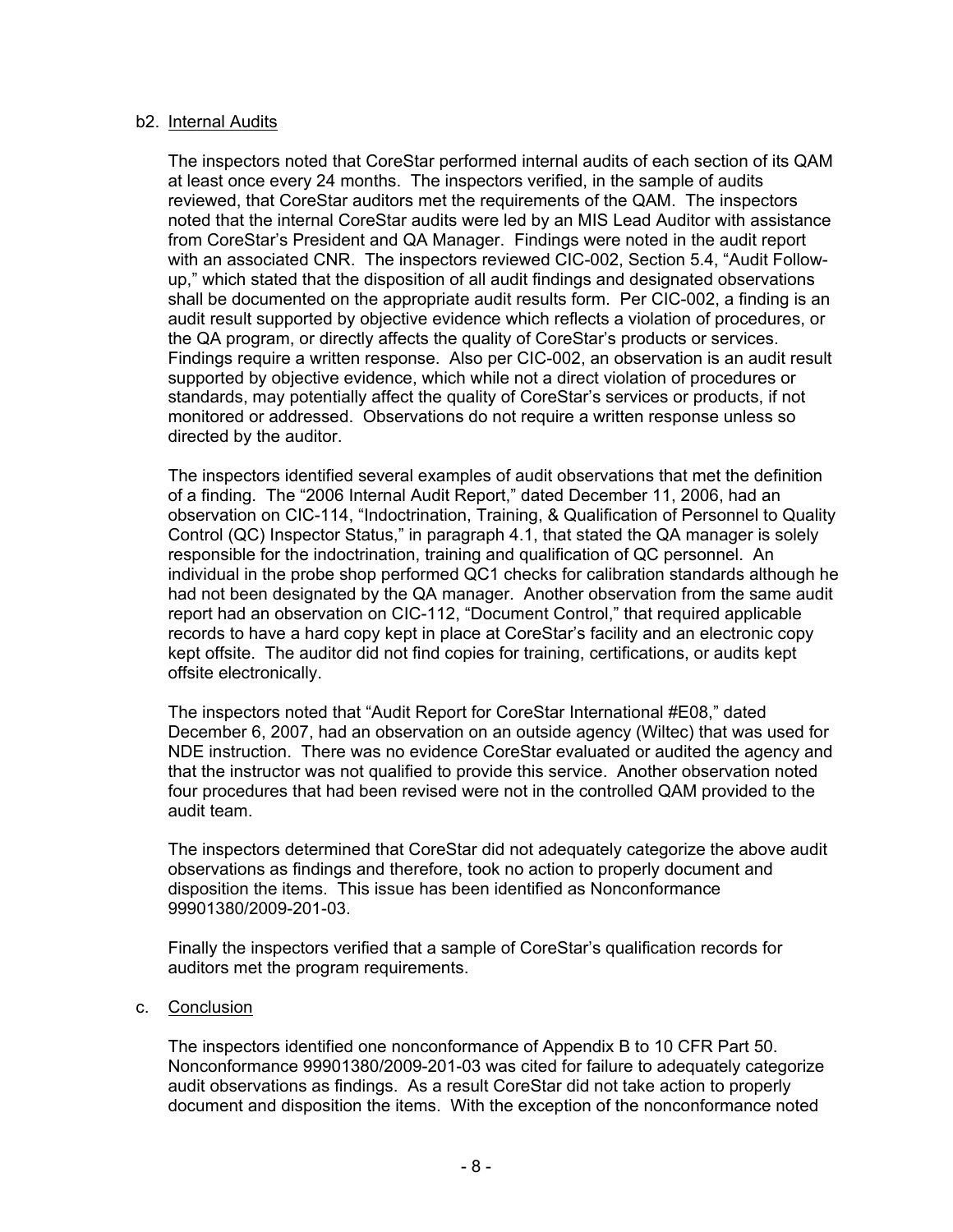b2. Internal Audits

The inspectors noted that CoreStar performed internal audits of each section of its QAM at least once every 24 months. The inspectors verified, in the sample of audits reviewed, that CoreStar auditors met the requirements of the QAM. The inspectors noted that the internal CoreStar audits were led by an MIS Lead Auditor with assistance from CoreStar's President and QA Manager. Findings were noted in the audit report with an associated CNR. The inspectors reviewed CIC-002, Section 5.4, "Audit Follow-up," which stated that the disposition of all audit findings and designated observations shall be documented on the appropriate audit results form. Per CIC-002, a finding is an audit result supported by objective evidence which reflects a violation of procedures, or the QA program, or directly affects the quality of CoreStar's products or services. Findings require a written response. Also per CIC-002, an observation is an audit result supported by objective evidence, which while not a direct violation of procedures or standards, may potentially affect the quality of CoreStar's services or products, if not monitored or addressed. Observations do not require a written response unless so directed by the auditor.

The inspectors identified several examples of audit observations that met the definition of a finding. The "2006 Internal Audit Report," dated December 11, 2006, had an observation on CIC-114, "Indoctrination, Training, & Qualification of Personnel to Quality Control (QC) Inspector Status," in paragraph 4.1, that stated the QA manager is solely responsible for the indoctrination, training and qualification of QC personnel. An individual in the probe shop performed QC1 checks for calibration standards although he had not been designated by the QA manager. Another observation from the same audit report had an observation on CIC-112, "Document Control," that required applicable records to have a hard copy kept in place at CoreStar's facility and an electronic copy kept offsite. The auditor did not find copies for training, certifications, or audits kept offsite electronically.

The inspectors noted that "Audit Report for CoreStar International #E08," dated December 6, 2007, had an observation on an outside agency (Wiltec) that was used for NDE instruction. There was no evidence CoreStar evaluated or audited the agency and that the instructor was not qualified to provide this service. Another observation noted four procedures that had been revised were not in the controlled QAM provided to the audit team.

The inspectors determined that CoreStar did not adequately categorize the above audit observations as findings and therefore, took no action to properly document and disposition the items. This issue has been identified as Nonconformance 99901380/2009-201-03.

Finally the inspectors verified that a sample of CoreStar's qualification records for auditors met the program requirements.

c. Conclusion

The inspectors identified one nonconformance of Appendix B to 10 CFR Part 50. Nonconformance 99901380/2009-201-03 was cited for failure to adequately categorize audit observations as findings. As a result CoreStar did not take action to properly document and disposition the items. With the exception of the nonconformance noted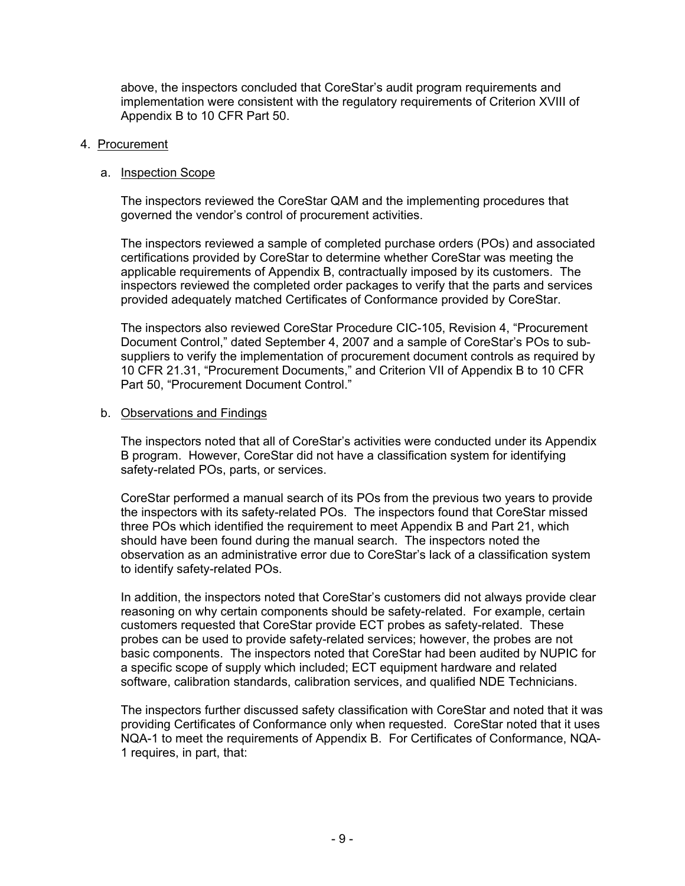above, the inspectors concluded that CoreStar's audit program requirements and implementation were consistent with the regulatory requirements of Criterion XVIII of Appendix B to 10 CFR Part 50.

4. Procurement

   a. Inspection Scope

   The inspectors reviewed the CoreStar QAM and the implementing procedures that governed the vendor's control of procurement activities.

   The inspectors reviewed a sample of completed purchase orders (POs) and associated certifications provided by CoreStar to determine whether CoreStar was meeting the applicable requirements of Appendix B, contractually imposed by its customers. The inspectors reviewed the completed order packages to verify that the parts and services provided adequately matched Certificates of Conformance provided by CoreStar.

   The inspectors also reviewed CoreStar Procedure CIC-105, Revision 4, "Procurement Document Control," dated September 4, 2007 and a sample of CoreStar's POs to sub-suppliers to verify the implementation of procurement document controls as required by 10 CFR 21.31, "Procurement Documents," and Criterion VII of Appendix B to 10 CFR Part 50, "Procurement Document Control."

   b. Observations and Findings

   The inspectors noted that all of CoreStar's activities were conducted under its Appendix B program. However, CoreStar did not have a classification system for identifying safety-related POs, parts, or services.

   CoreStar performed a manual search of its POs from the previous two years to provide the inspectors with its safety-related POs. The inspectors found that CoreStar missed three POs which identified the requirement to meet Appendix B and Part 21, which should have been found during the manual search. The inspectors noted the observation as an administrative error due to CoreStar's lack of a classification system to identify safety-related POs.

   In addition, the inspectors noted that CoreStar's customers did not always provide clear reasoning on why certain components should be safety-related. For example, certain customers requested that CoreStar provide ECT probes as safety-related. These probes can be used to provide safety-related services; however, the probes are not basic components. The inspectors noted that CoreStar had been audited by NUPIC for a specific scope of supply which included; ECT equipment hardware and related software, calibration standards, calibration services, and qualified NDE Technicians.

   The inspectors further discussed safety classification with CoreStar and noted that it was providing Certificates of Conformance only when requested. CoreStar noted that it uses NQA-1 to meet the requirements of Appendix B. For Certificates of Conformance, NQA-1 requires, in part, that: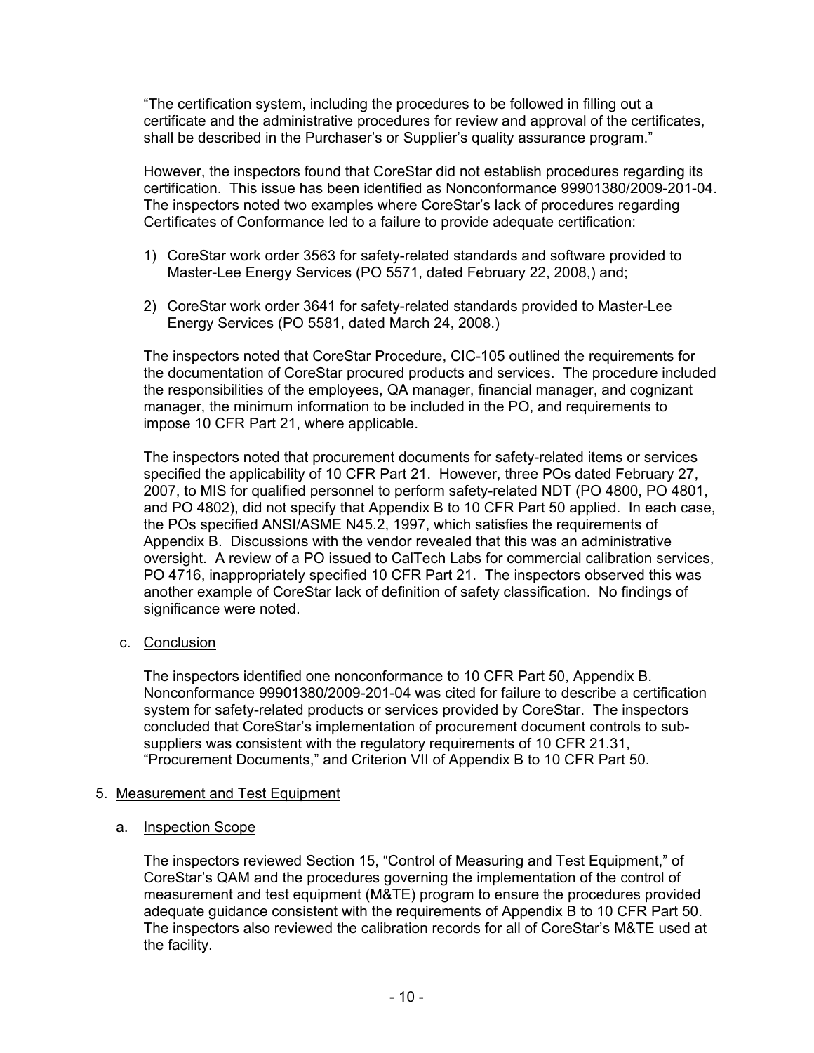"The certification system, including the procedures to be followed in filling out a certificate and the administrative procedures for review and approval of the certificates, shall be described in the Purchaser's or Supplier's quality assurance program."

However, the inspectors found that CoreStar did not establish procedures regarding its certification. This issue has been identified as Nonconformance 99901380/2009-201-04. The inspectors noted two examples where CoreStar's lack of procedures regarding Certificates of Conformance led to a failure to provide adequate certification:

1) CoreStar work order 3563 for safety-related standards and software provided to Master-Lee Energy Services (PO 5571, dated February 22, 2008,) and;

2) CoreStar work order 3641 for safety-related standards provided to Master-Lee Energy Services (PO 5581, dated March 24, 2008.)

The inspectors noted that CoreStar Procedure, CIC-105 outlined the requirements for the documentation of CoreStar procured products and services. The procedure included the responsibilities of the employees, QA manager, financial manager, and cognizant manager, the minimum information to be included in the PO, and requirements to impose 10 CFR Part 21, where applicable.

The inspectors noted that procurement documents for safety-related items or services specified the applicability of 10 CFR Part 21. However, three POs dated February 27, 2007, to MIS for qualified personnel to perform safety-related NDT (PO 4800, PO 4801, and PO 4802), did not specify that Appendix B to 10 CFR Part 50 applied. In each case, the POs specified ANSI/ASME N45.2, 1997, which satisfies the requirements of Appendix B. Discussions with the vendor revealed that this was an administrative oversight. A review of a PO issued to CalTech Labs for commercial calibration services, PO 4716, inappropriately specified 10 CFR Part 21. The inspectors observed this was another example of CoreStar lack of definition of safety classification. No findings of significance were noted.

c. Conclusion

The inspectors identified one nonconformance to 10 CFR Part 50, Appendix B. Nonconformance 99901380/2009-201-04 was cited for failure to describe a certification system for safety-related products or services provided by CoreStar. The inspectors concluded that CoreStar's implementation of procurement document controls to sub-suppliers was consistent with the regulatory requirements of 10 CFR 21.31, "Procurement Documents," and Criterion VII of Appendix B to 10 CFR Part 50.

## 5. Measurement and Test Equipment

a. Inspection Scope

The inspectors reviewed Section 15, "Control of Measuring and Test Equipment," of CoreStar's QAM and the procedures governing the implementation of the control of measurement and test equipment (M&TE) program to ensure the procedures provided adequate guidance consistent with the requirements of Appendix B to 10 CFR Part 50. The inspectors also reviewed the calibration records for all of CoreStar's M&TE used at the facility.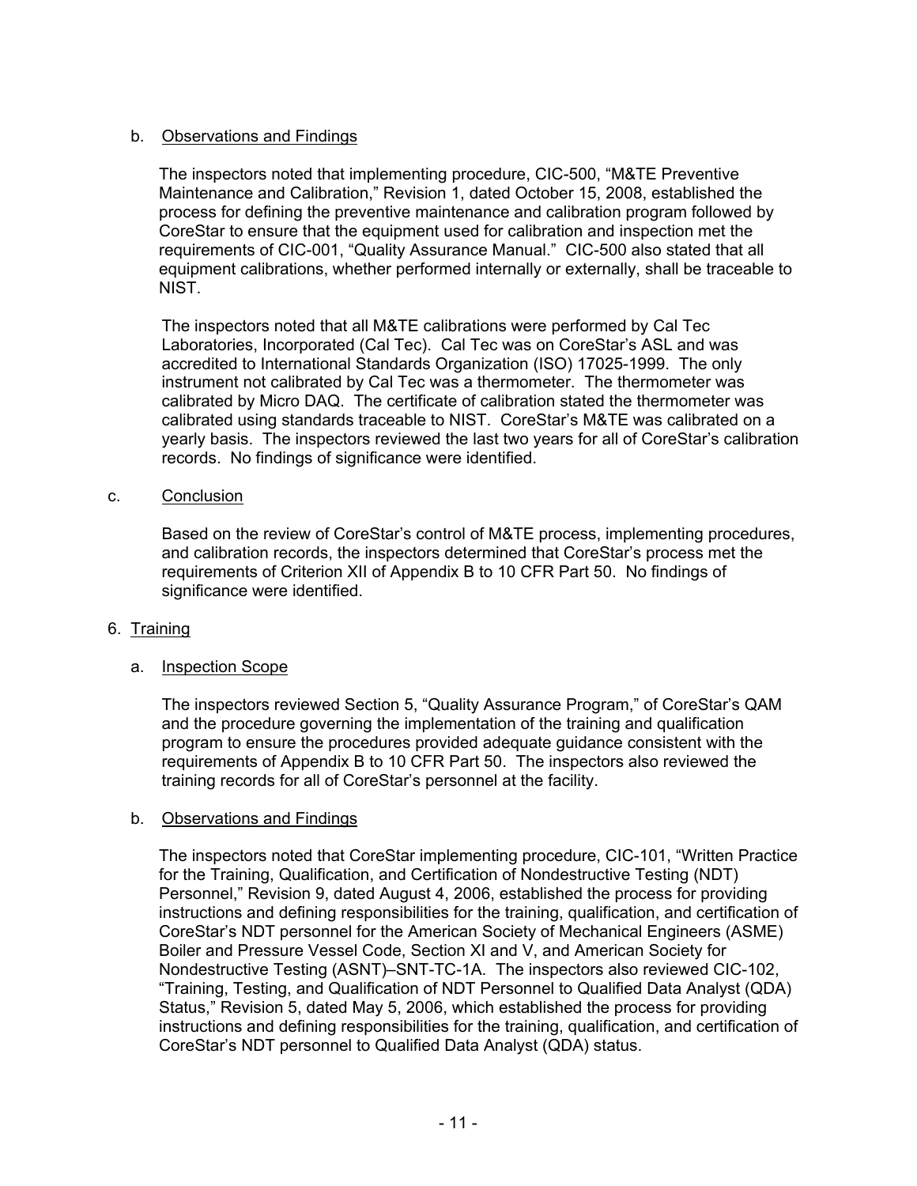b. Observations and Findings

The inspectors noted that implementing procedure, CIC-500, "M&TE Preventive Maintenance and Calibration," Revision 1, dated October 15, 2008, established the process for defining the preventive maintenance and calibration program followed by CoreStar to ensure that the equipment used for calibration and inspection met the requirements of CIC-001, "Quality Assurance Manual." CIC-500 also stated that all equipment calibrations, whether performed internally or externally, shall be traceable to NIST.

The inspectors noted that all M&TE calibrations were performed by Cal Tec Laboratories, Incorporated (Cal Tec). Cal Tec was on CoreStar's ASL and was accredited to International Standards Organization (ISO) 17025-1999. The only instrument not calibrated by Cal Tec was a thermometer. The thermometer was calibrated by Micro DAQ. The certificate of calibration stated the thermometer was calibrated using standards traceable to NIST. CoreStar's M&TE was calibrated on a yearly basis. The inspectors reviewed the last two years for all of CoreStar's calibration records. No findings of significance were identified.

c. Conclusion

Based on the review of CoreStar's control of M&TE process, implementing procedures, and calibration records, the inspectors determined that CoreStar's process met the requirements of Criterion XII of Appendix B to 10 CFR Part 50. No findings of significance were identified.

6. Training

a. Inspection Scope

The inspectors reviewed Section 5, "Quality Assurance Program," of CoreStar's QAM and the procedure governing the implementation of the training and qualification program to ensure the procedures provided adequate guidance consistent with the requirements of Appendix B to 10 CFR Part 50. The inspectors also reviewed the training records for all of CoreStar's personnel at the facility.

b. Observations and Findings

The inspectors noted that CoreStar implementing procedure, CIC-101, "Written Practice for the Training, Qualification, and Certification of Nondestructive Testing (NDT) Personnel," Revision 9, dated August 4, 2006, established the process for providing instructions and defining responsibilities for the training, qualification, and certification of CoreStar's NDT personnel for the American Society of Mechanical Engineers (ASME) Boiler and Pressure Vessel Code, Section XI and V, and American Society for Nondestructive Testing (ASNT)–SNT-TC-1A. The inspectors also reviewed CIC-102, "Training, Testing, and Qualification of NDT Personnel to Qualified Data Analyst (QDA) Status," Revision 5, dated May 5, 2006, which established the process for providing instructions and defining responsibilities for the training, qualification, and certification of CoreStar's NDT personnel to Qualified Data Analyst (QDA) status.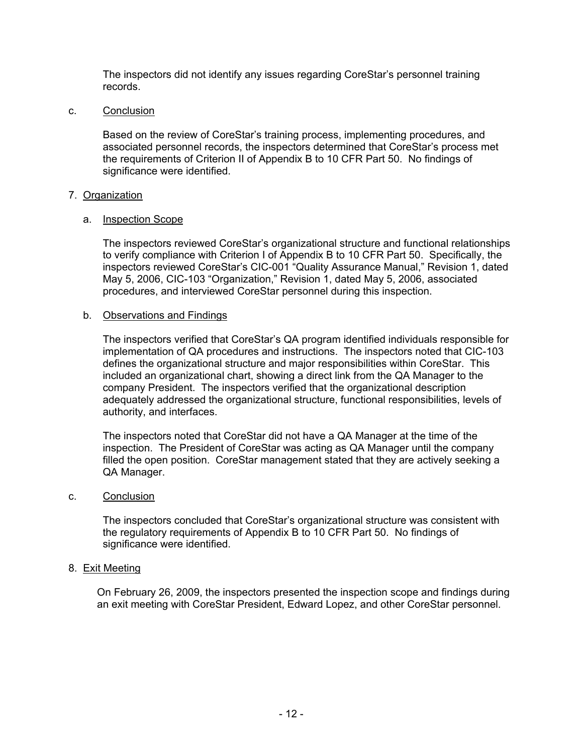The inspectors did not identify any issues regarding CoreStar's personnel training records.

c. Conclusion

Based on the review of CoreStar's training process, implementing procedures, and associated personnel records, the inspectors determined that CoreStar's process met the requirements of Criterion II of Appendix B to 10 CFR Part 50. No findings of significance were identified.

## 7. Organization

a. Inspection Scope

The inspectors reviewed CoreStar's organizational structure and functional relationships to verify compliance with Criterion I of Appendix B to 10 CFR Part 50. Specifically, the inspectors reviewed CoreStar's CIC-001 "Quality Assurance Manual," Revision 1, dated May 5, 2006, CIC-103 "Organization," Revision 1, dated May 5, 2006, associated procedures, and interviewed CoreStar personnel during this inspection.

b. Observations and Findings

The inspectors verified that CoreStar's QA program identified individuals responsible for implementation of QA procedures and instructions. The inspectors noted that CIC-103 defines the organizational structure and major responsibilities within CoreStar. This included an organizational chart, showing a direct link from the QA Manager to the company President. The inspectors verified that the organizational description adequately addressed the organizational structure, functional responsibilities, levels of authority, and interfaces.

The inspectors noted that CoreStar did not have a QA Manager at the time of the inspection. The President of CoreStar was acting as QA Manager until the company filled the open position. CoreStar management stated that they are actively seeking a QA Manager.

c. Conclusion

The inspectors concluded that CoreStar's organizational structure was consistent with the regulatory requirements of Appendix B to 10 CFR Part 50. No findings of significance were identified.

## 8. Exit Meeting

On February 26, 2009, the inspectors presented the inspection scope and findings during an exit meeting with CoreStar President, Edward Lopez, and other CoreStar personnel.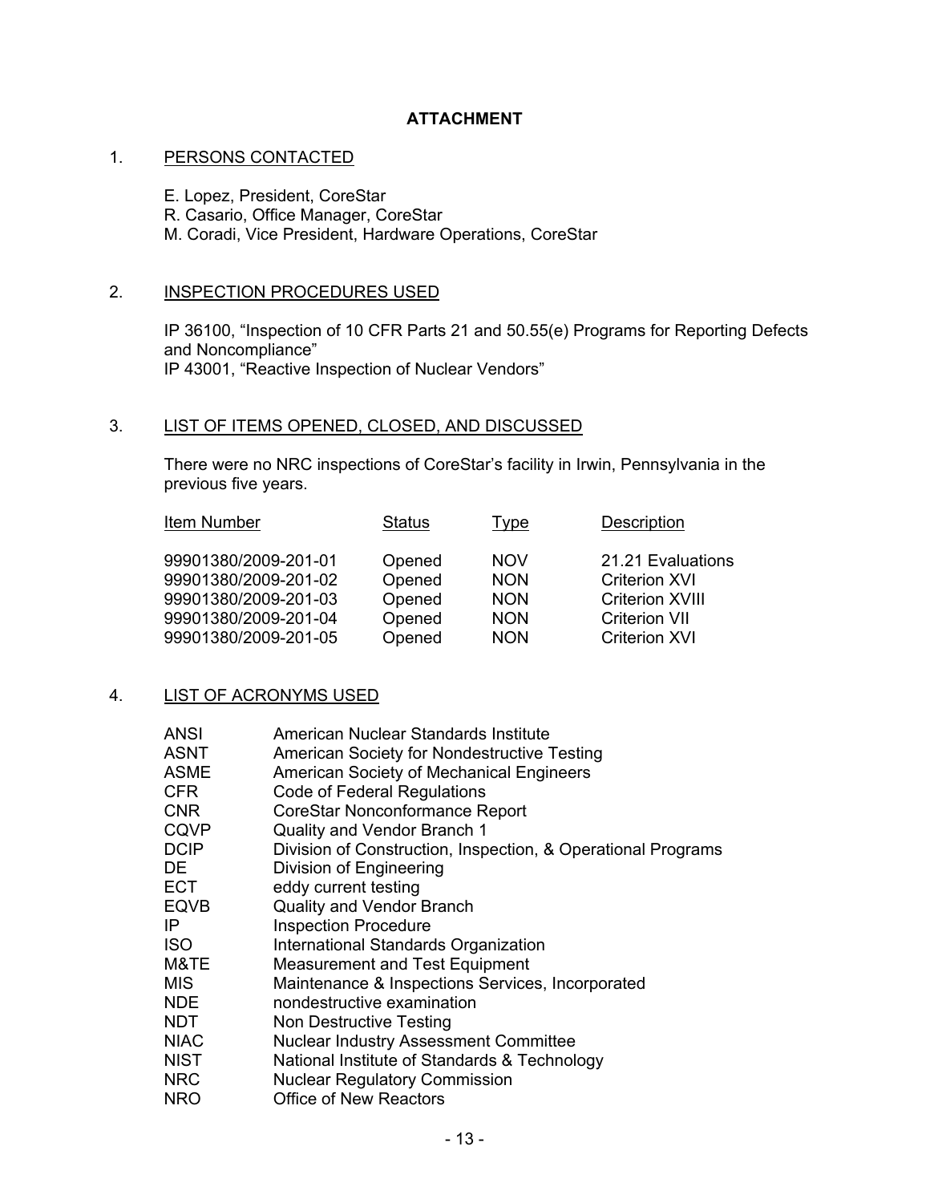## ATTACHMENT

### 1. PERSONS CONTACTED

E. Lopez, President, CoreStar
R. Casario, Office Manager, CoreStar
M. Coradi, Vice President, Hardware Operations, CoreStar

### 2. INSPECTION PROCEDURES USED

IP 36100, "Inspection of 10 CFR Parts 21 and 50.55(e) Programs for Reporting Defects and Noncompliance"
IP 43001, "Reactive Inspection of Nuclear Vendors"

### 3. LIST OF ITEMS OPENED, CLOSED, AND DISCUSSED

There were no NRC inspections of CoreStar's facility in Irwin, Pennsylvania in the previous five years.

| Item Number | Status | Type | Description |
|---|---|---|---|
| 99901380/2009-201-01 | Opened | NOV | 21.21 Evaluations |
| 99901380/2009-201-02 | Opened | NON | Criterion XVI |
| 99901380/2009-201-03 | Opened | NON | Criterion XVIII |
| 99901380/2009-201-04 | Opened | NON | Criterion VII |
| 99901380/2009-201-05 | Opened | NON | Criterion XVI |

### 4. LIST OF ACRONYMS USED

| | |
|---|---|
| ANSI | American Nuclear Standards Institute |
| ASNT | American Society for Nondestructive Testing |
| ASME | American Society of Mechanical Engineers |
| CFR | Code of Federal Regulations |
| CNR | CoreStar Nonconformance Report |
| CQVP | Quality and Vendor Branch 1 |
| DCIP | Division of Construction, Inspection, & Operational Programs |
| DE | Division of Engineering |
| ECT | eddy current testing |
| EQVB | Quality and Vendor Branch |
| IP | Inspection Procedure |
| ISO | International Standards Organization |
| M&TE | Measurement and Test Equipment |
| MIS | Maintenance & Inspections Services, Incorporated |
| NDE | nondestructive examination |
| NDT | Non Destructive Testing |
| NIAC | Nuclear Industry Assessment Committee |
| NIST | National Institute of Standards & Technology |
| NRC | Nuclear Regulatory Commission |
| NRO | Office of New Reactors |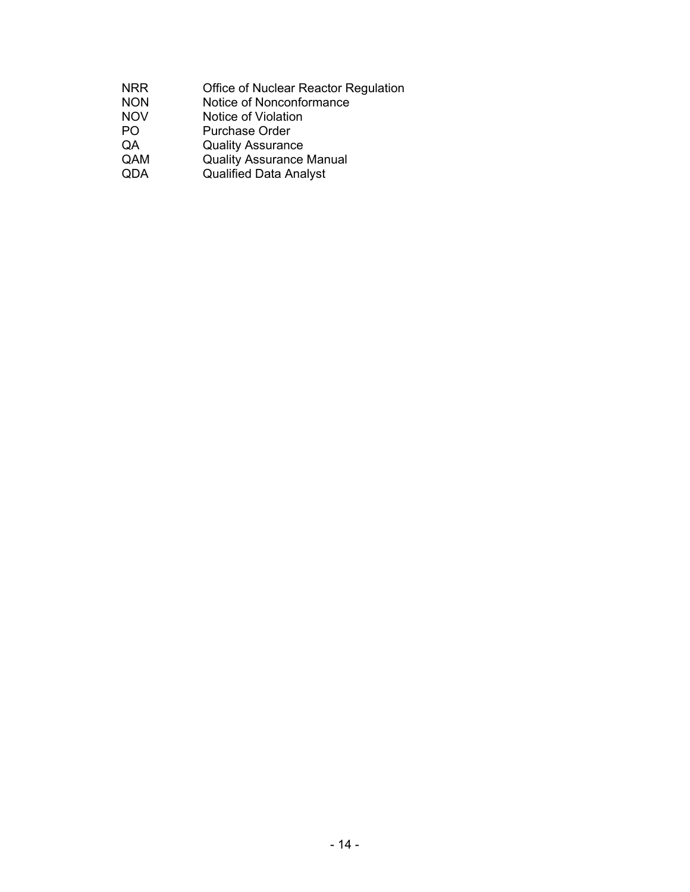| | |
|---|---|
| NRR | Office of Nuclear Reactor Regulation |
| NON | Notice of Nonconformance |
| NOV | Notice of Violation |
| PO | Purchase Order |
| QA | Quality Assurance |
| QAM | Quality Assurance Manual |
| QDA | Qualified Data Analyst |